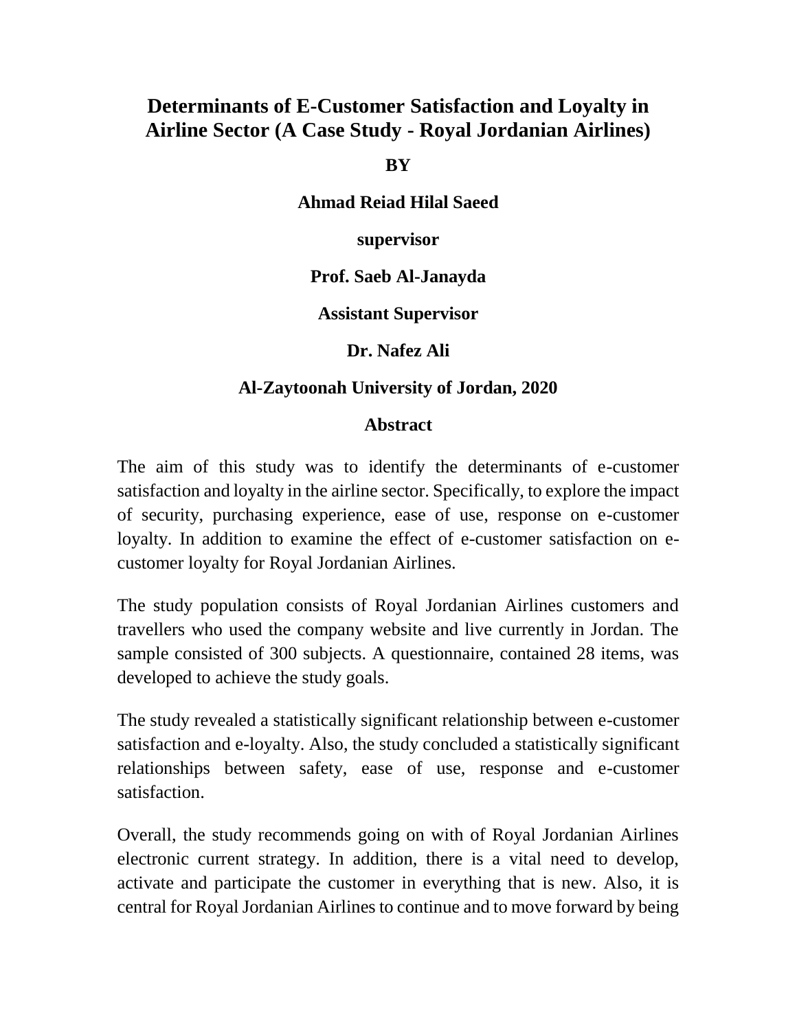# Determinants of E-Customer Satisfaction and Loyalty in Airline Sector (A Case Study - Royal Jordanian Airlines)

**BY**

**Ahmad Reiad Hilal Saeed**

**supervisor**

**Prof. Saeb Al-Janayda**

**Assistant Supervisor**

**Dr. Nafez Ali**

**Al-Zaytoonah University of Jordan, 2020**

## Abstract

The aim of this study was to identify the determinants of e-customer satisfaction and loyalty in the airline sector. Specifically, to explore the impact of security, purchasing experience, ease of use, response on e-customer loyalty. In addition to examine the effect of e-customer satisfaction on e-customer loyalty for Royal Jordanian Airlines.

The study population consists of Royal Jordanian Airlines customers and travellers who used the company website and live currently in Jordan. The sample consisted of 300 subjects. A questionnaire, contained 28 items, was developed to achieve the study goals.

The study revealed a statistically significant relationship between e-customer satisfaction and e-loyalty. Also, the study concluded a statistically significant relationships between safety, ease of use, response and e-customer satisfaction.

Overall, the study recommends going on with of Royal Jordanian Airlines electronic current strategy. In addition, there is a vital need to develop, activate and participate the customer in everything that is new. Also, it is central for Royal Jordanian Airlines to continue and to move forward by being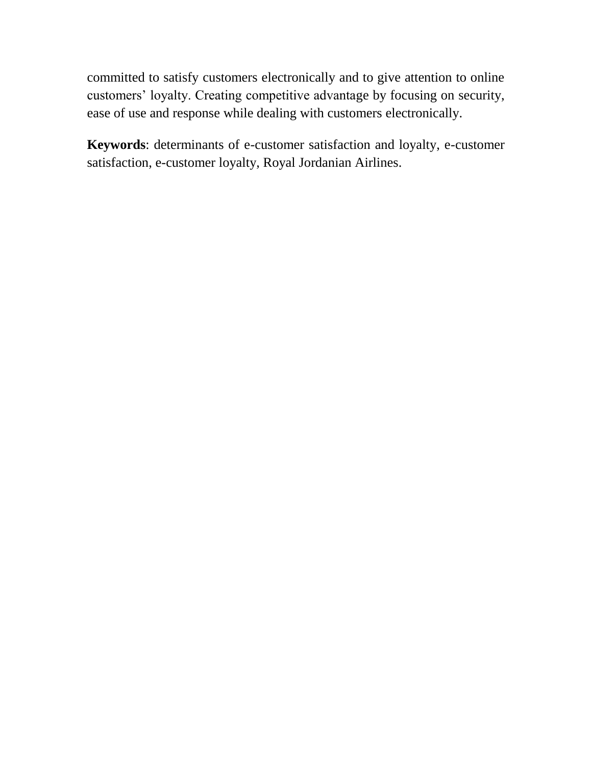committed to satisfy customers electronically and to give attention to online customers' loyalty. Creating competitive advantage by focusing on security, ease of use and response while dealing with customers electronically.

**Keywords**: determinants of e-customer satisfaction and loyalty, e-customer satisfaction, e-customer loyalty, Royal Jordanian Airlines.